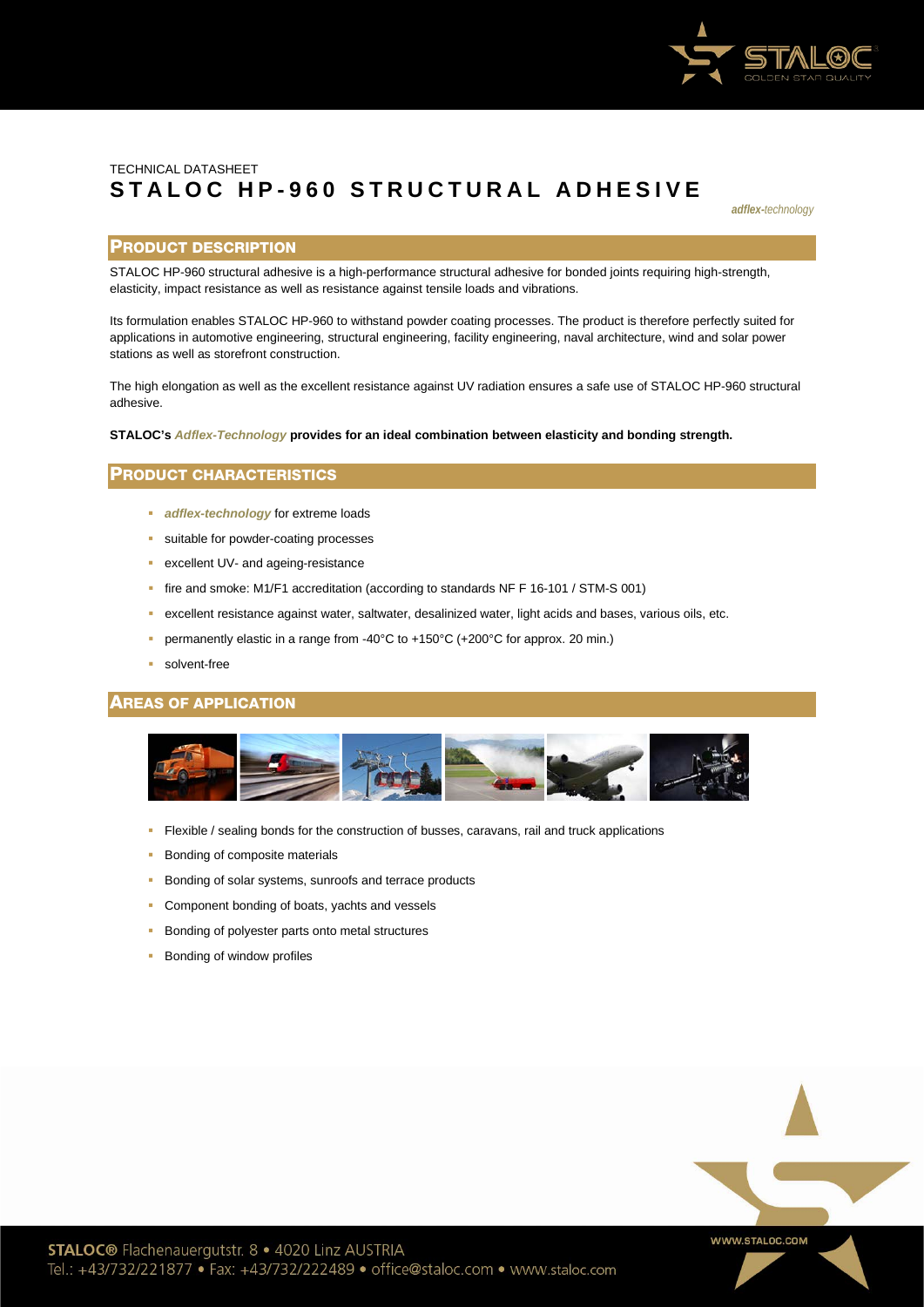TECHNICAL DATASHEET

# STALOC HP-960 STRUCTURAL ADHESIVE

***adflex**-technology*

## PRODUCT DESCRIPTION

STALOC HP-960 structural adhesive is a high-performance structural adhesive for bonded joints requiring high-strength, elasticity, impact resistance as well as resistance against tensile loads and vibrations.

Its formulation enables STALOC HP-960 to withstand powder coating processes. The product is therefore perfectly suited for applications in automotive engineering, structural engineering, facility engineering, naval architecture, wind and solar power stations as well as storefront construction.

The high elongation as well as the excellent resistance against UV radiation ensures a safe use of STALOC HP-960 structural adhesive.

**STALOC's *Adflex-Technology* provides for an ideal combination between elasticity and bonding strength.**

## PRODUCT CHARACTERISTICS

- ***adflex-technology*** for extreme loads
- suitable for powder-coating processes
- excellent UV- and ageing-resistance
- fire and smoke: M1/F1 accreditation (according to standards NF F 16-101 / STM-S 001)
- excellent resistance against water, saltwater, desalinized water, light acids and bases, various oils, etc.
- permanently elastic in a range from -40°C to +150°C (+200°C for approx. 20 min.)
- solvent-free

## AREAS OF APPLICATION

- Flexible / sealing bonds for the construction of busses, caravans, rail and truck applications
- Bonding of composite materials
- Bonding of solar systems, sunroofs and terrace products
- Component bonding of boats, yachts and vessels
- Bonding of polyester parts onto metal structures
- Bonding of window profiles

**STALOC®** Flachenauergutstr. 8 • 4020 Linz AUSTRIA
Tel.: +43/732/221877 • Fax: +43/732/222489 • office@staloc.com • www.staloc.com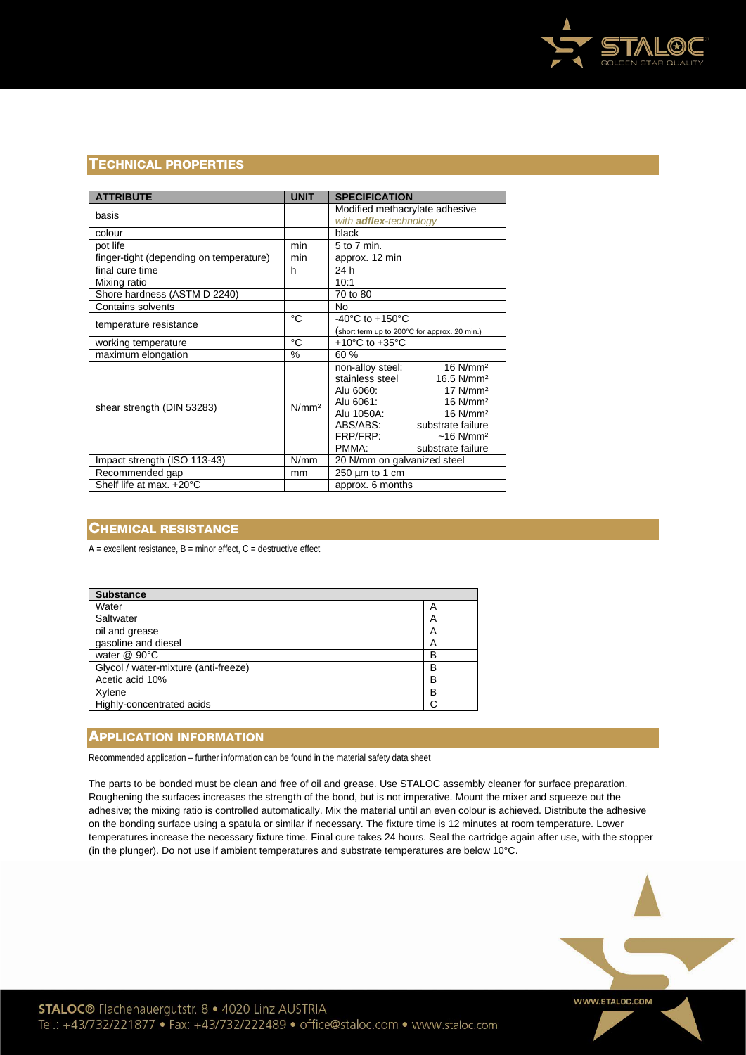## Technical Properties

| ATTRIBUTE | UNIT | SPECIFICATION |
|---|---|---|
| basis | | Modified methacrylate adhesive *with **adflex**-technology* |
| colour | | black |
| pot life | min | 5 to 7 min. |
| finger-tight (depending on temperature) | min | approx. 12 min |
| final cure time | h | 24 h |
| Mixing ratio | | 10:1 |
| Shore hardness (ASTM D 2240) | | 70 to 80 |
| Contains solvents | | No |
| temperature resistance | °C | -40°C to +150°C (short term up to 200°C for approx. 20 min.) |
| working temperature | °C | +10°C to +35°C |
| maximum elongation | % | 60 % |
| shear strength (DIN 53283) | N/mm² | non-alloy steel: 16 N/mm²<br>stainless steel 16.5 N/mm²<br>Alu 6060: 17 N/mm²<br>Alu 6061: 16 N/mm²<br>Alu 1050A: 16 N/mm²<br>ABS/ABS: substrate failure<br>FRP/FRP: ~16 N/mm²<br>PMMA: substrate failure |
| Impact strength (ISO 113-43) | N/mm | 20 N/mm on galvanized steel |
| Recommended gap | mm | 250 µm to 1 cm |
| Shelf life at max. +20°C | | approx. 6 months |

## Chemical Resistance

A = excellent resistance, B = minor effect, C = destructive effect

| Substance | |
|---|---|
| Water | A |
| Saltwater | A |
| oil and grease | A |
| gasoline and diesel | A |
| water @ 90°C | B |
| Glycol / water-mixture (anti-freeze) | B |
| Acetic acid 10% | B |
| Xylene | B |
| Highly-concentrated acids | C |

## Application Information

Recommended application – further information can be found in the material safety data sheet

The parts to be bonded must be clean and free of oil and grease. Use STALOC assembly cleaner for surface preparation. Roughening the surfaces increases the strength of the bond, but is not imperative. Mount the mixer and squeeze out the adhesive; the mixing ratio is controlled automatically. Mix the material until an even colour is achieved. Distribute the adhesive on the bonding surface using a spatula or similar if necessary. The fixture time is 12 minutes at room temperature. Lower temperatures increase the necessary fixture time. Final cure takes 24 hours. Seal the cartridge again after use, with the stopper (in the plunger). Do not use if ambient temperatures and substrate temperatures are below 10°C.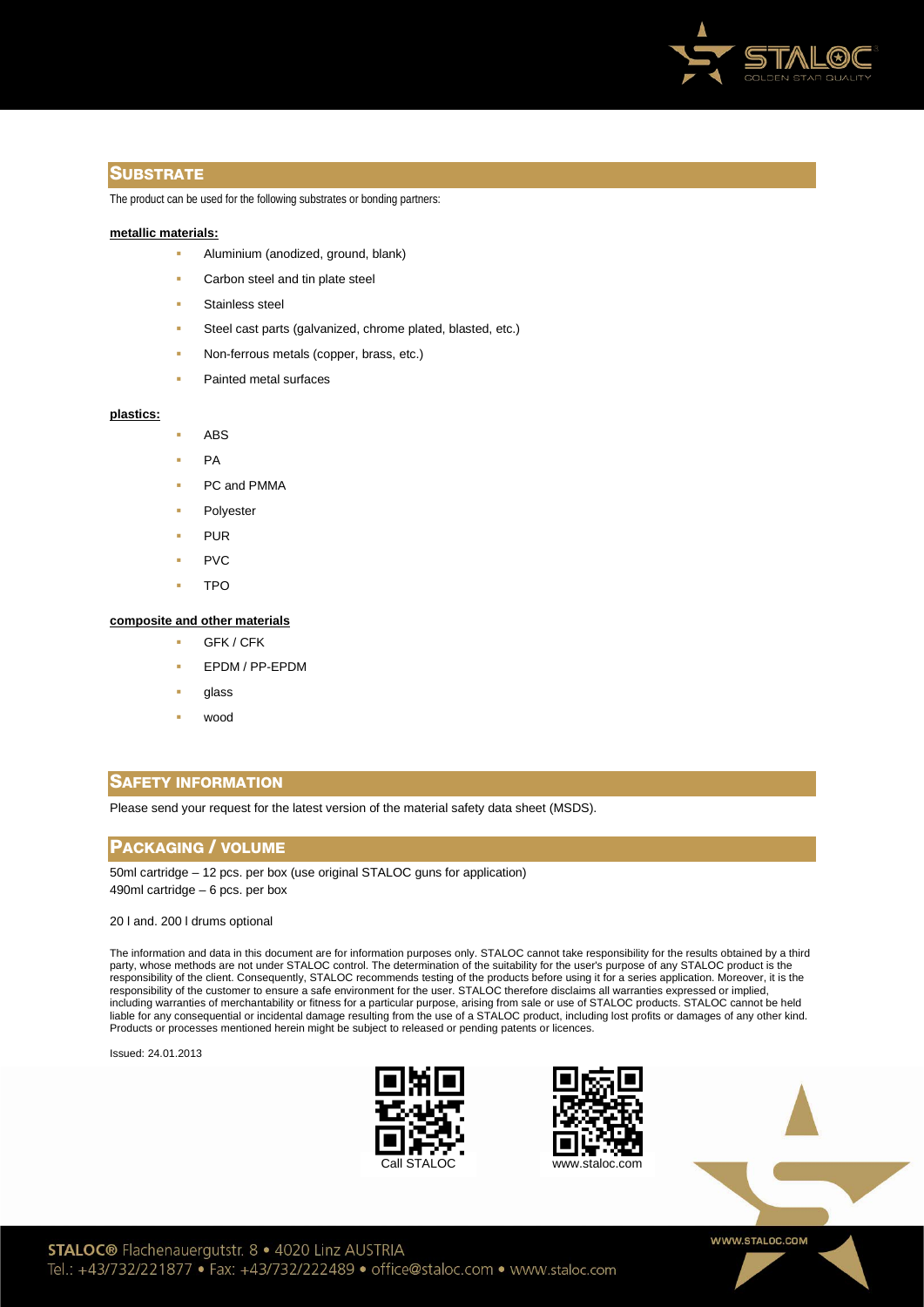## Substrate

The product can be used for the following substrates or bonding partners:

**metallic materials:**

- Aluminium (anodized, ground, blank)
- Carbon steel and tin plate steel
- Stainless steel
- Steel cast parts (galvanized, chrome plated, blasted, etc.)
- Non-ferrous metals (copper, brass, etc.)
- Painted metal surfaces

**plastics:**

- ABS
- PA
- PC and PMMA
- Polyester
- PUR
- PVC
- TPO

**composite and other materials**

- GFK / CFK
- EPDM / PP-EPDM
- glass
- wood

## Safety Information

Please send your request for the latest version of the material safety data sheet (MSDS).

## Packaging / Volume

50ml cartridge – 12 pcs. per box (use original STALOC guns for application)
490ml cartridge – 6 pcs. per box

20 l and. 200 l drums optional

The information and data in this document are for information purposes only. STALOC cannot take responsibility for the results obtained by a third party, whose methods are not under STALOC control. The determination of the suitability for the user's purpose of any STALOC product is the responsibility of the client. Consequently, STALOC recommends testing of the products before using it for a series application. Moreover, it is the responsibility of the customer to ensure a safe environment for the user. STALOC therefore disclaims all warranties expressed or implied, including warranties of merchantability or fitness for a particular purpose, arising from sale or use of STALOC products. STALOC cannot be held liable for any consequential or incidental damage resulting from the use of a STALOC product, including lost profits or damages of any other kind. Products or processes mentioned herein might be subject to released or pending patents or licences.

Issued: 24.01.2013

Call STALOC

www.staloc.com

**STALOC®** Flachenauergutstr. 8 • 4020 Linz AUSTRIA
Tel.: +43/732/221877 • Fax: +43/732/222489 • office@staloc.com • www.staloc.com